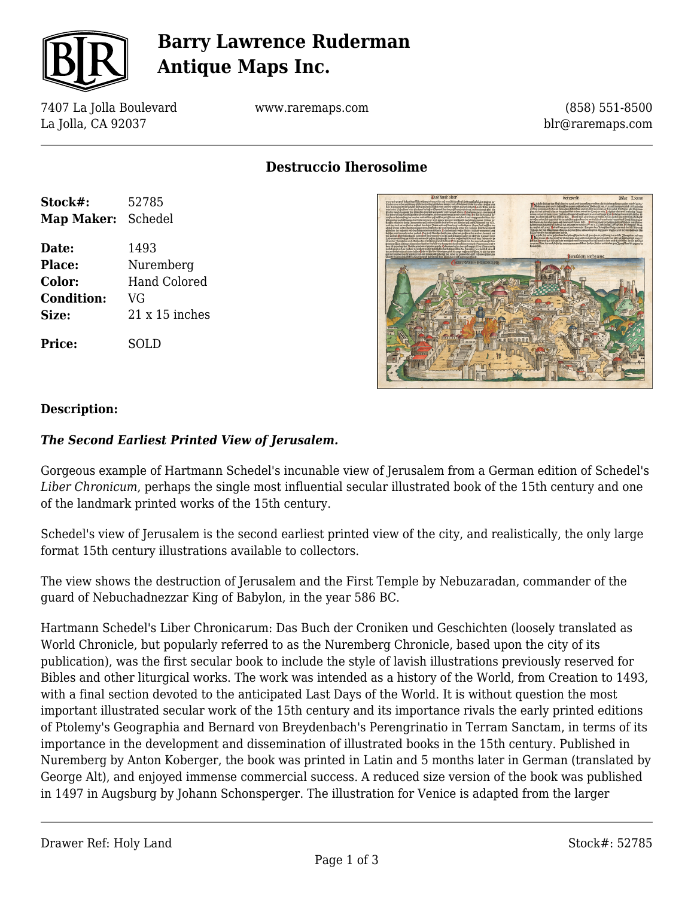# Barry Lawrence Ruderman Antique Maps Inc.

7407 La Jolla Boulevard
La Jolla, CA 92037

www.raremaps.com

(858) 551-8500
blr@raremaps.com

## Destruccio Iherosolime

| | |
|---|---|
| **Stock#:** | 52785 |
| **Map Maker:** | Schedel |
| **Date:** | 1493 |
| **Place:** | Nuremberg |
| **Color:** | Hand Colored |
| **Condition:** | VG |
| **Size:** | 21 x 15 inches |
| **Price:** | SOLD |

### Description:

***The Second Earliest Printed View of Jerusalem.***

Gorgeous example of Hartmann Schedel's incunable view of Jerusalem from a German edition of Schedel's *Liber Chronicum*, perhaps the single most influential secular illustrated book of the 15th century and one of the landmark printed works of the 15th century.

Schedel's view of Jerusalem is the second earliest printed view of the city, and realistically, the only large format 15th century illustrations available to collectors.

The view shows the destruction of Jerusalem and the First Temple by Nebuzaradan, commander of the guard of Nebuchadnezzar King of Babylon, in the year 586 BC.

Hartmann Schedel's Liber Chronicarum: Das Buch der Croniken und Geschichten (loosely translated as World Chronicle, but popularly referred to as the Nuremberg Chronicle, based upon the city of its publication), was the first secular book to include the style of lavish illustrations previously reserved for Bibles and other liturgical works. The work was intended as a history of the World, from Creation to 1493, with a final section devoted to the anticipated Last Days of the World. It is without question the most important illustrated secular work of the 15th century and its importance rivals the early printed editions of Ptolemy's Geographia and Bernard von Breydenbach's Perengrinatio in Terram Sanctam, in terms of its importance in the development and dissemination of illustrated books in the 15th century. Published in Nuremberg by Anton Koberger, the book was printed in Latin and 5 months later in German (translated by George Alt), and enjoyed immense commercial success. A reduced size version of the book was published in 1497 in Augsburg by Johann Schonsperger. The illustration for Venice is adapted from the larger

Drawer Ref: Holy Land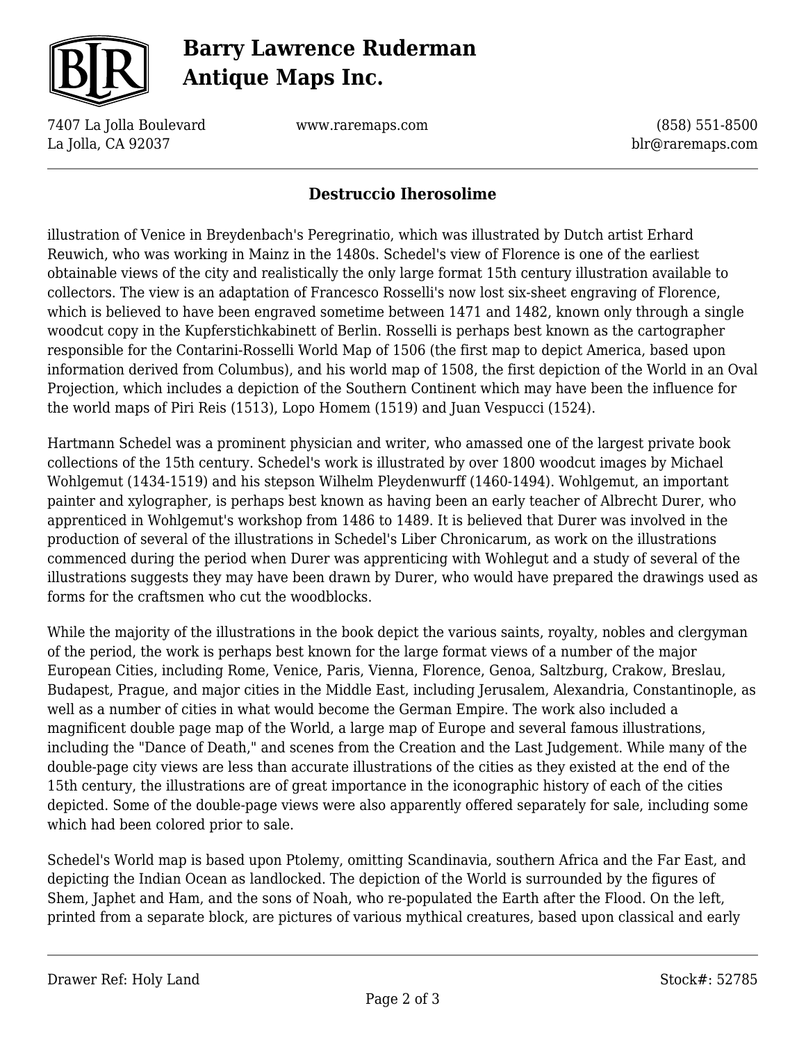illustration of Venice in Breydenbach's Peregrinatio, which was illustrated by Dutch artist Erhard Reuwich, who was working in Mainz in the 1480s. Schedel's view of Florence is one of the earliest obtainable views of the city and realistically the only large format 15th century illustration available to collectors. The view is an adaptation of Francesco Rosselli's now lost six-sheet engraving of Florence, which is believed to have been engraved sometime between 1471 and 1482, known only through a single woodcut copy in the Kupferstichkabinett of Berlin. Rosselli is perhaps best known as the cartographer responsible for the Contarini-Rosselli World Map of 1506 (the first map to depict America, based upon information derived from Columbus), and his world map of 1508, the first depiction of the World in an Oval Projection, which includes a depiction of the Southern Continent which may have been the influence for the world maps of Piri Reis (1513), Lopo Homem (1519) and Juan Vespucci (1524).

Hartmann Schedel was a prominent physician and writer, who amassed one of the largest private book collections of the 15th century. Schedel's work is illustrated by over 1800 woodcut images by Michael Wohlgemut (1434-1519) and his stepson Wilhelm Pleydenwurff (1460-1494). Wohlgemut, an important painter and xylographer, is perhaps best known as having been an early teacher of Albrecht Durer, who apprenticed in Wohlgemut's workshop from 1486 to 1489. It is believed that Durer was involved in the production of several of the illustrations in Schedel's Liber Chronicarum, as work on the illustrations commenced during the period when Durer was apprenticing with Wohlegut and a study of several of the illustrations suggests they may have been drawn by Durer, who would have prepared the drawings used as forms for the craftsmen who cut the woodblocks.

While the majority of the illustrations in the book depict the various saints, royalty, nobles and clergyman of the period, the work is perhaps best known for the large format views of a number of the major European Cities, including Rome, Venice, Paris, Vienna, Florence, Genoa, Saltzburg, Crakow, Breslau, Budapest, Prague, and major cities in the Middle East, including Jerusalem, Alexandria, Constantinople, as well as a number of cities in what would become the German Empire. The work also included a magnificent double page map of the World, a large map of Europe and several famous illustrations, including the "Dance of Death," and scenes from the Creation and the Last Judgement. While many of the double-page city views are less than accurate illustrations of the cities as they existed at the end of the 15th century, the illustrations are of great importance in the iconographic history of each of the cities depicted. Some of the double-page views were also apparently offered separately for sale, including some which had been colored prior to sale.

Schedel's World map is based upon Ptolemy, omitting Scandinavia, southern Africa and the Far East, and depicting the Indian Ocean as landlocked. The depiction of the World is surrounded by the figures of Shem, Japhet and Ham, and the sons of Noah, who re-populated the Earth after the Flood. On the left, printed from a separate block, are pictures of various mythical creatures, based upon classical and early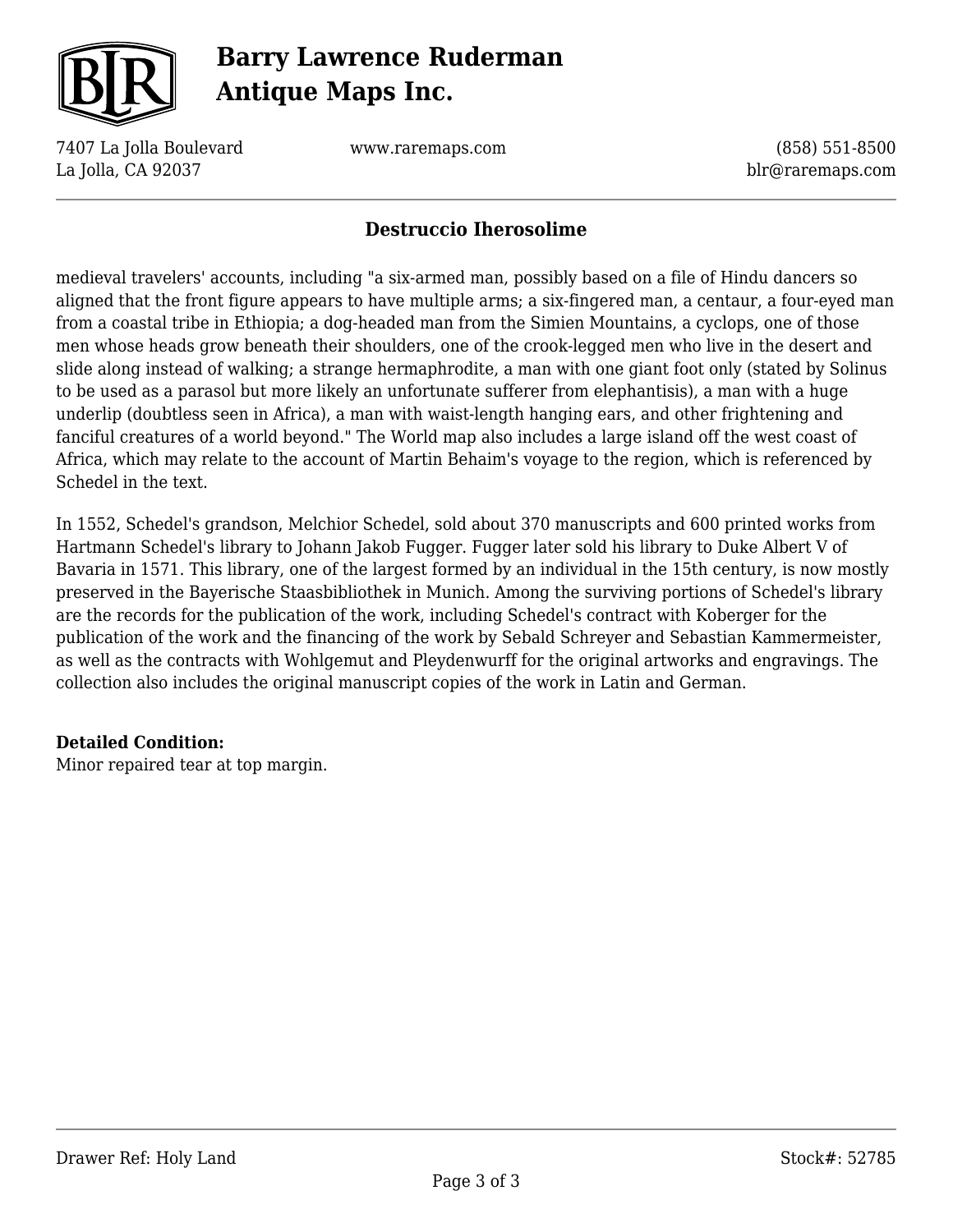medieval travelers' accounts, including "a six-armed man, possibly based on a file of Hindu dancers so aligned that the front figure appears to have multiple arms; a six-fingered man, a centaur, a four-eyed man from a coastal tribe in Ethiopia; a dog-headed man from the Simien Mountains, a cyclops, one of those men whose heads grow beneath their shoulders, one of the crook-legged men who live in the desert and slide along instead of walking; a strange hermaphrodite, a man with one giant foot only (stated by Solinus to be used as a parasol but more likely an unfortunate sufferer from elephantisis), a man with a huge underlip (doubtless seen in Africa), a man with waist-length hanging ears, and other frightening and fanciful creatures of a world beyond." The World map also includes a large island off the west coast of Africa, which may relate to the account of Martin Behaim's voyage to the region, which is referenced by Schedel in the text.

In 1552, Schedel's grandson, Melchior Schedel, sold about 370 manuscripts and 600 printed works from Hartmann Schedel's library to Johann Jakob Fugger. Fugger later sold his library to Duke Albert V of Bavaria in 1571. This library, one of the largest formed by an individual in the 15th century, is now mostly preserved in the Bayerische Staasbibliothek in Munich. Among the surviving portions of Schedel's library are the records for the publication of the work, including Schedel's contract with Koberger for the publication of the work and the financing of the work by Sebald Schreyer and Sebastian Kammermeister, as well as the contracts with Wohlgemut and Pleydenwurff for the original artworks and engravings. The collection also includes the original manuscript copies of the work in Latin and German.

**Detailed Condition:**
Minor repaired tear at top margin.